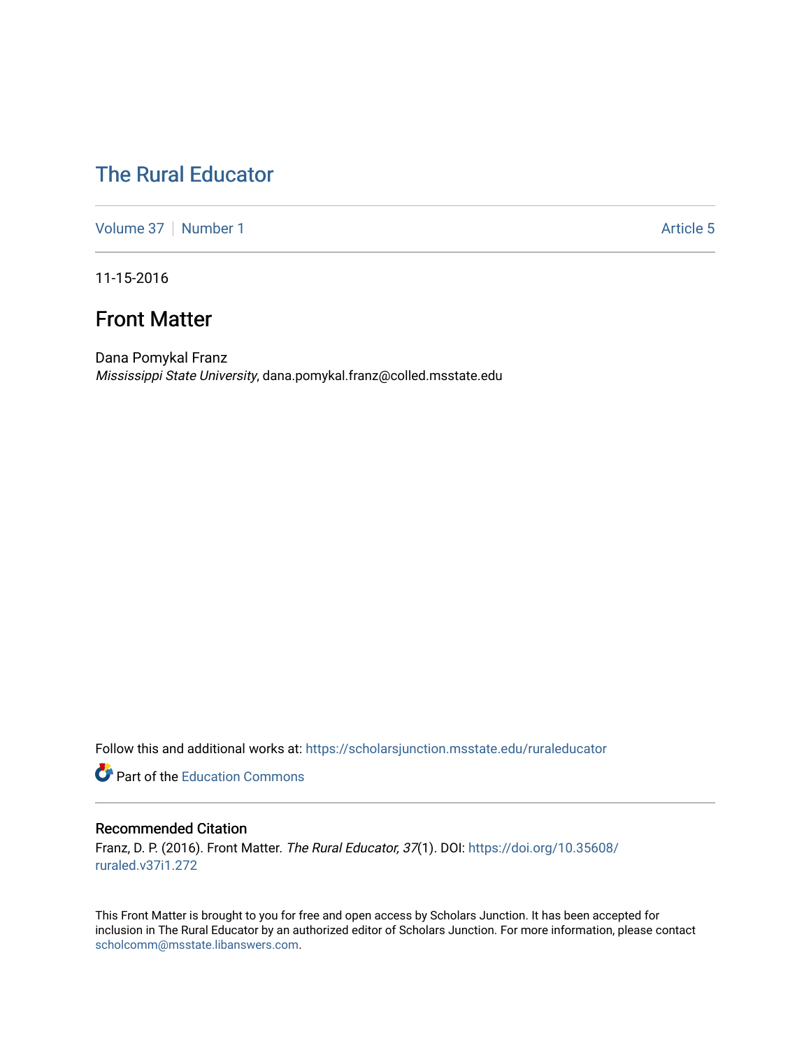# The Rural Educator

Volume 37 | Number 1 Article 5

11-15-2016

## Front Matter

Dana Pomykal Franz
*Mississippi State University*, dana.pomykal.franz@colled.msstate.edu

Follow this and additional works at: https://scholarsjunction.msstate.edu/ruraleducator

Part of the Education Commons

### Recommended Citation

Franz, D. P. (2016). Front Matter. *The Rural Educator, 37*(1). DOI: https://doi.org/10.35608/ruraled.v37i1.272

This Front Matter is brought to you for free and open access by Scholars Junction. It has been accepted for inclusion in The Rural Educator by an authorized editor of Scholars Junction. For more information, please contact scholcomm@msstate.libanswers.com.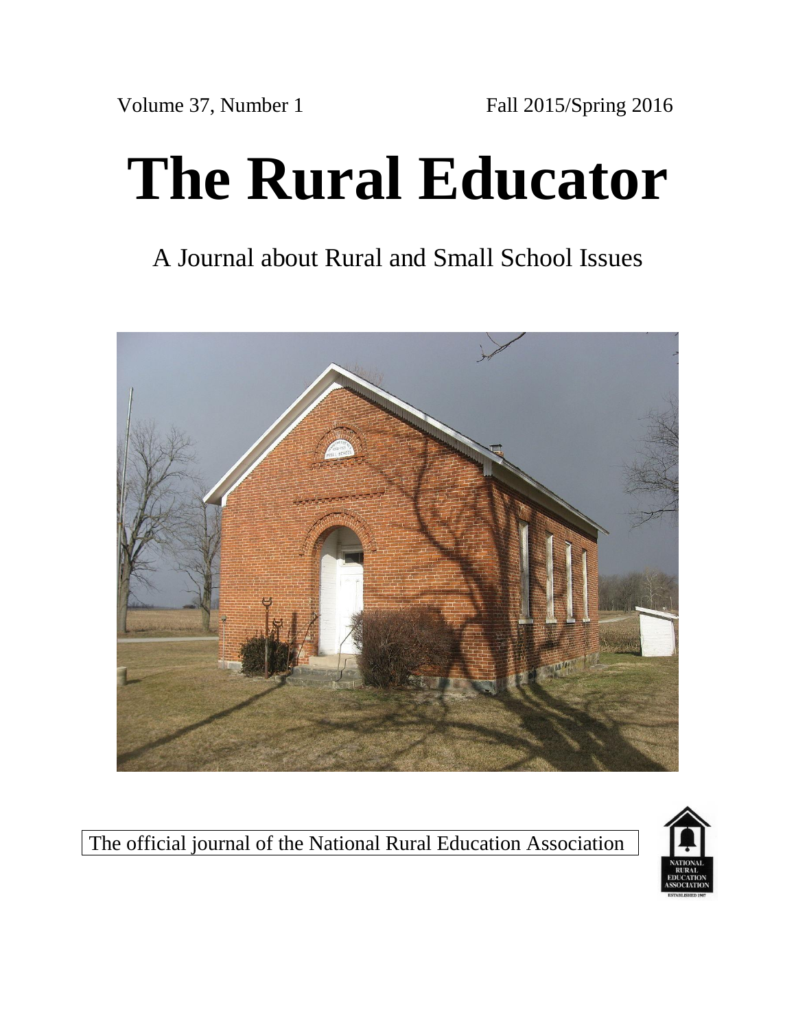Volume 37, Number 1 Fall 2015/Spring 2016

# The Rural Educator

A Journal about Rural and Small School Issues

The official journal of the National Rural Education Association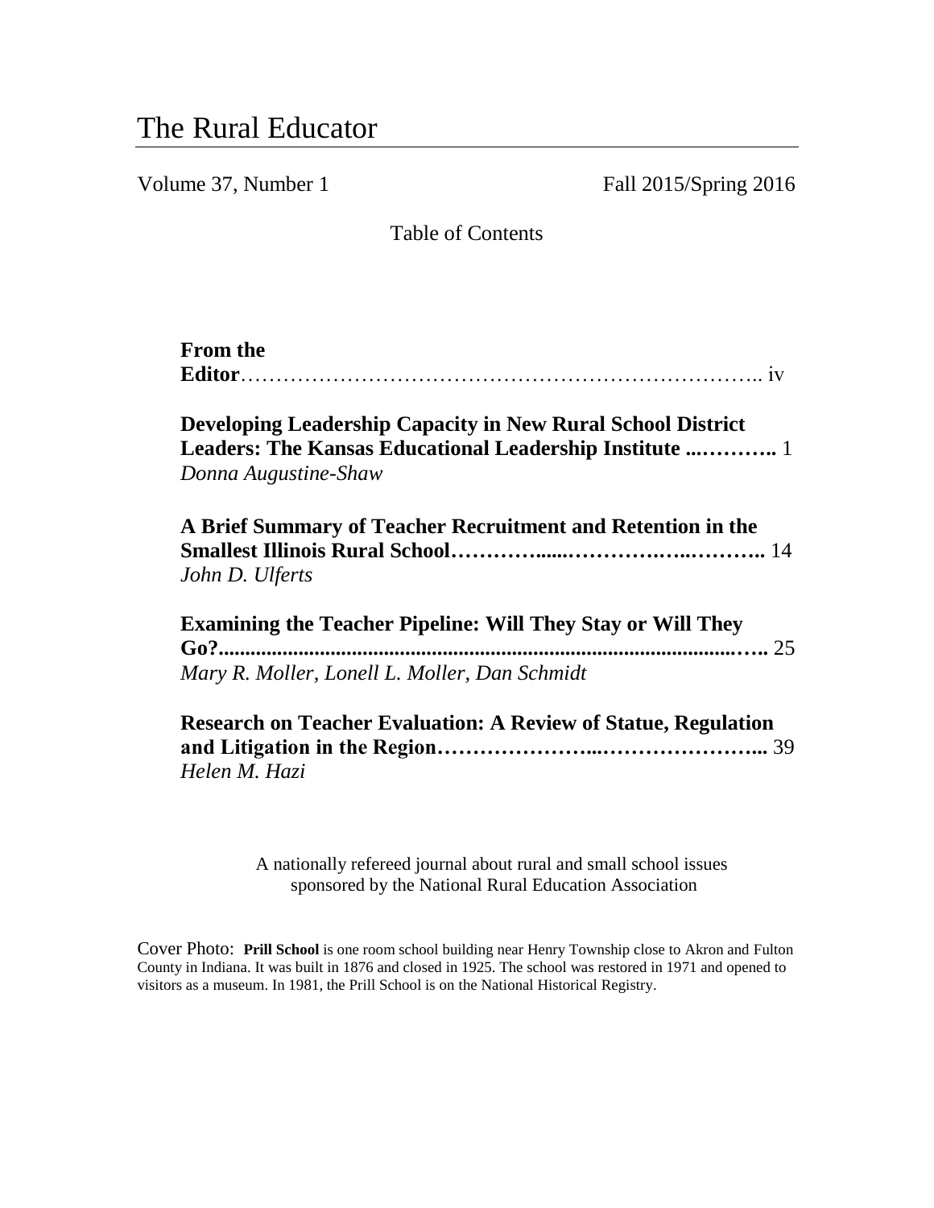# The Rural Educator

Volume 37, Number 1 Fall 2015/Spring 2016

Table of Contents

**From the Editor**……………………………………………………………….. iv

**Developing Leadership Capacity in New Rural School District Leaders: The Kansas Educational Leadership Institute ...………..** 1
*Donna Augustine-Shaw*

**A Brief Summary of Teacher Recruitment and Retention in the Smallest Illinois Rural School…………....………….…..………..** 14
*John D. Ulferts*

**Examining the Teacher Pipeline: Will They Stay or Will They Go?..................................................................................…..** 25
*Mary R. Moller, Lonell L. Moller, Dan Schmidt*

**Research on Teacher Evaluation: A Review of Statue, Regulation and Litigation in the Region…………………...…………………...** 39
*Helen M. Hazi*

A nationally refereed journal about rural and small school issues sponsored by the National Rural Education Association

Cover Photo: **Prill School** is one room school building near Henry Township close to Akron and Fulton County in Indiana. It was built in 1876 and closed in 1925. The school was restored in 1971 and opened to visitors as a museum. In 1981, the Prill School is on the National Historical Registry.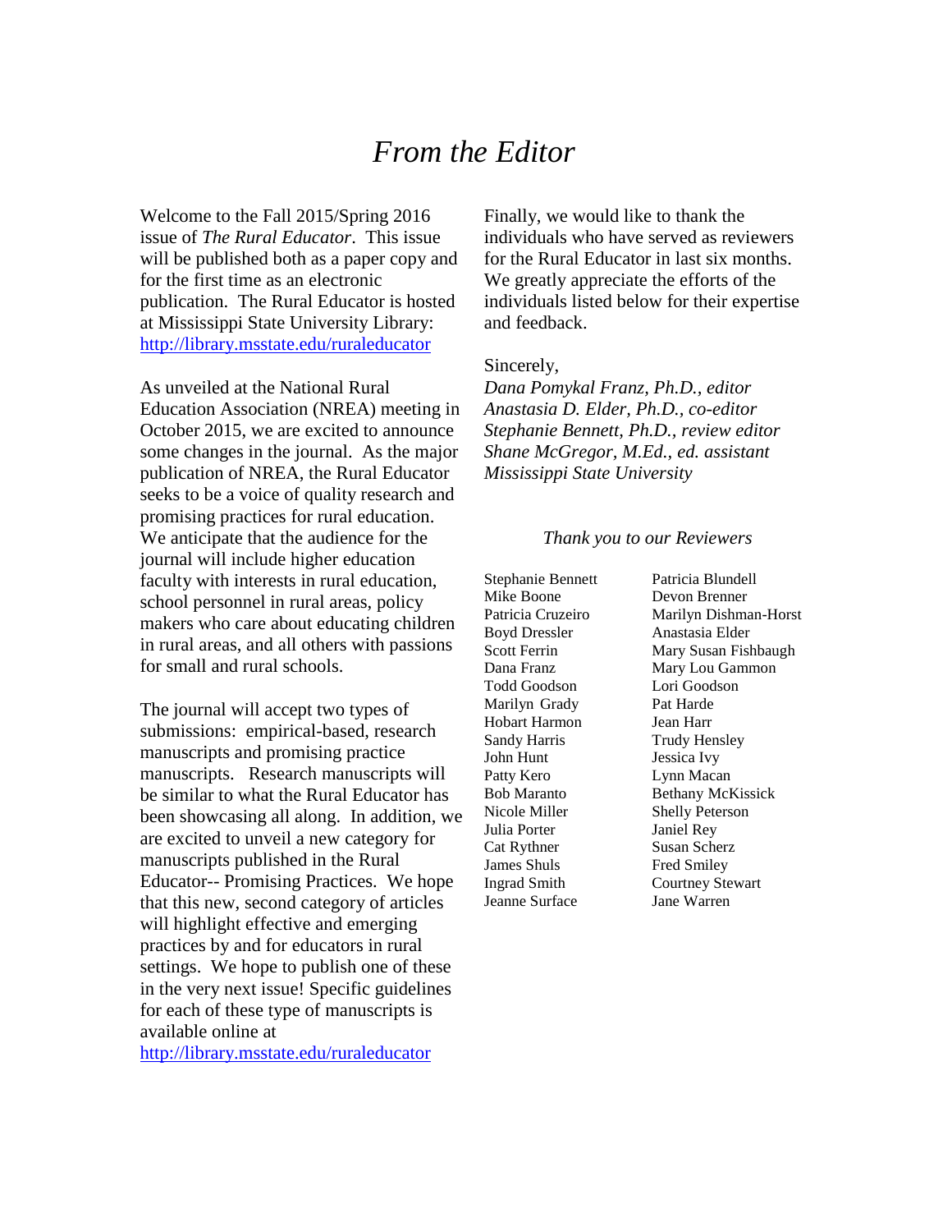# *From the Editor*

Welcome to the Fall 2015/Spring 2016 issue of *The Rural Educator*. This issue will be published both as a paper copy and for the first time as an electronic publication. The Rural Educator is hosted at Mississippi State University Library: http://library.msstate.edu/ruraleducator

As unveiled at the National Rural Education Association (NREA) meeting in October 2015, we are excited to announce some changes in the journal. As the major publication of NREA, the Rural Educator seeks to be a voice of quality research and promising practices for rural education. We anticipate that the audience for the journal will include higher education faculty with interests in rural education, school personnel in rural areas, policy makers who care about educating children in rural areas, and all others with passions for small and rural schools.

The journal will accept two types of submissions: empirical-based, research manuscripts and promising practice manuscripts. Research manuscripts will be similar to what the Rural Educator has been showcasing all along. In addition, we are excited to unveil a new category for manuscripts published in the Rural Educator-- Promising Practices. We hope that this new, second category of articles will highlight effective and emerging practices by and for educators in rural settings. We hope to publish one of these in the very next issue! Specific guidelines for each of these type of manuscripts is available online at http://library.msstate.edu/ruraleducator

Finally, we would like to thank the individuals who have served as reviewers for the Rural Educator in last six months. We greatly appreciate the efforts of the individuals listed below for their expertise and feedback.

Sincerely,
*Dana Pomykal Franz, Ph.D., editor*
*Anastasia D. Elder, Ph.D., co-editor*
*Stephanie Bennett, Ph.D., review editor*
*Shane McGregor, M.Ed., ed. assistant*
*Mississippi State University*

*Thank you to our Reviewers*

| | |
|---|---|
| Stephanie Bennett | Patricia Blundell |
| Mike Boone | Devon Brenner |
| Patricia Cruzeiro | Marilyn Dishman-Horst |
| Boyd Dressler | Anastasia Elder |
| Scott Ferrin | Mary Susan Fishbaugh |
| Dana Franz | Mary Lou Gammon |
| Todd Goodson | Lori Goodson |
| Marilyn Grady | Pat Harde |
| Hobart Harmon | Jean Harr |
| Sandy Harris | Trudy Hensley |
| John Hunt | Jessica Ivy |
| Patty Kero | Lynn Macan |
| Bob Maranto | Bethany McKissick |
| Nicole Miller | Shelly Peterson |
| Julia Porter | Janiel Rey |
| Cat Rythner | Susan Scherz |
| James Shuls | Fred Smiley |
| Ingrad Smith | Courtney Stewart |
| Jeanne Surface | Jane Warren |